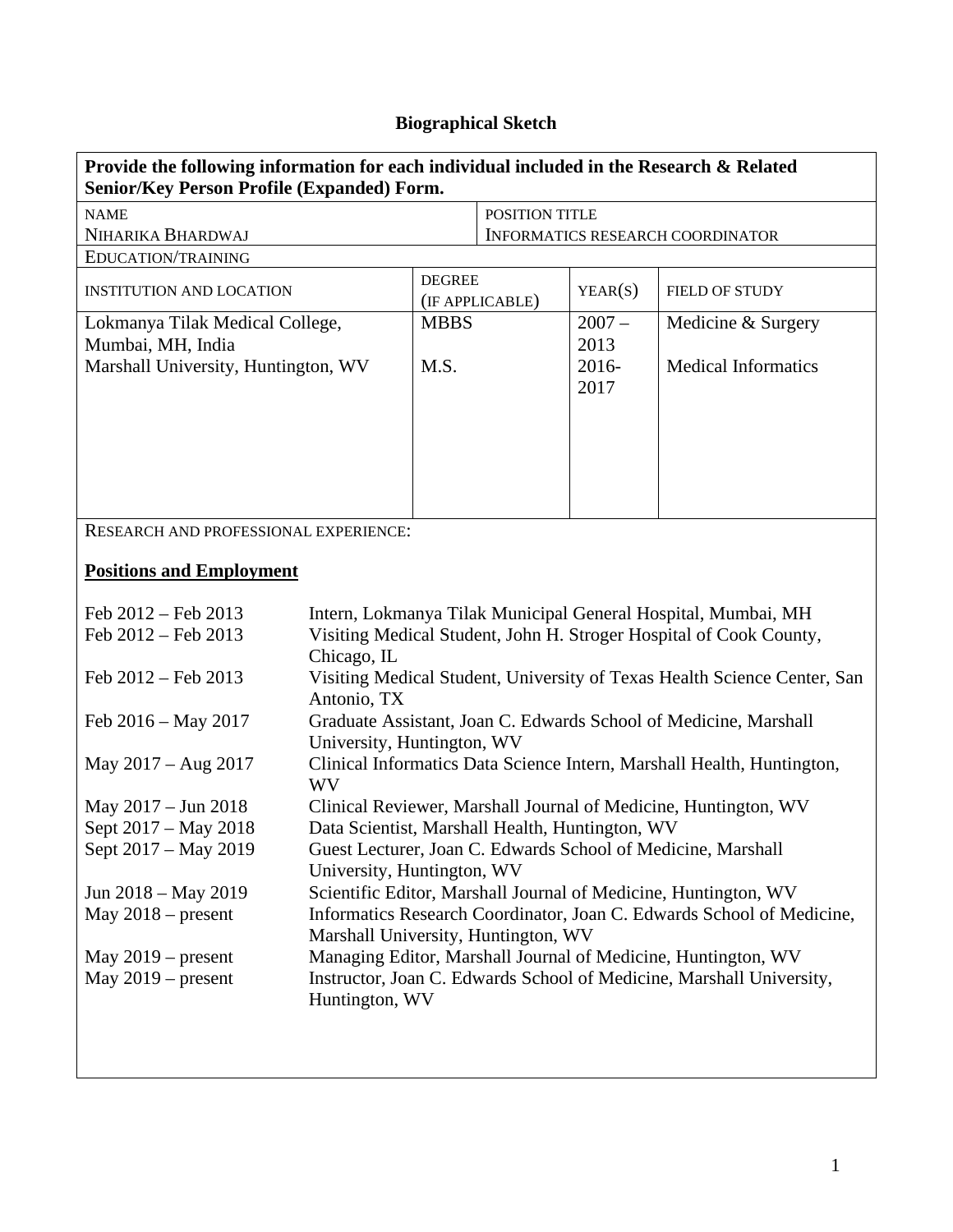# Biographical Sketch

**Provide the following information for each individual included in the Research & Related Senior/Key Person Profile (Expanded) Form.**

| NAME | POSITION TITLE |
|---|---|
| NIHARIKA BHARDWAJ | INFORMATICS RESEARCH COORDINATOR |

EDUCATION/TRAINING

| INSTITUTION AND LOCATION | DEGREE (IF APPLICABLE) | YEAR(S) | FIELD OF STUDY |
|---|---|---|---|
| Lokmanya Tilak Medical College, Mumbai, MH, India | MBBS | 2007 – 2013 | Medicine & Surgery |
| Marshall University, Huntington, WV | M.S. | 2016-2017 | Medical Informatics |

RESEARCH AND PROFESSIONAL EXPERIENCE:

## Positions and Employment

| | |
|---|---|
| Feb 2012 – Feb 2013 | Intern, Lokmanya Tilak Municipal General Hospital, Mumbai, MH |
| Feb 2012 – Feb 2013 | Visiting Medical Student, John H. Stroger Hospital of Cook County, Chicago, IL |
| Feb 2012 – Feb 2013 | Visiting Medical Student, University of Texas Health Science Center, San Antonio, TX |
| Feb 2016 – May 2017 | Graduate Assistant, Joan C. Edwards School of Medicine, Marshall University, Huntington, WV |
| May 2017 – Aug 2017 | Clinical Informatics Data Science Intern, Marshall Health, Huntington, WV |
| May 2017 – Jun 2018 | Clinical Reviewer, Marshall Journal of Medicine, Huntington, WV |
| Sept 2017 – May 2018 | Data Scientist, Marshall Health, Huntington, WV |
| Sept 2017 – May 2019 | Guest Lecturer, Joan C. Edwards School of Medicine, Marshall University, Huntington, WV |
| Jun 2018 – May 2019 | Scientific Editor, Marshall Journal of Medicine, Huntington, WV |
| May 2018 – present | Informatics Research Coordinator, Joan C. Edwards School of Medicine, Marshall University, Huntington, WV |
| May 2019 – present | Managing Editor, Marshall Journal of Medicine, Huntington, WV |
| May 2019 – present | Instructor, Joan C. Edwards School of Medicine, Marshall University, Huntington, WV |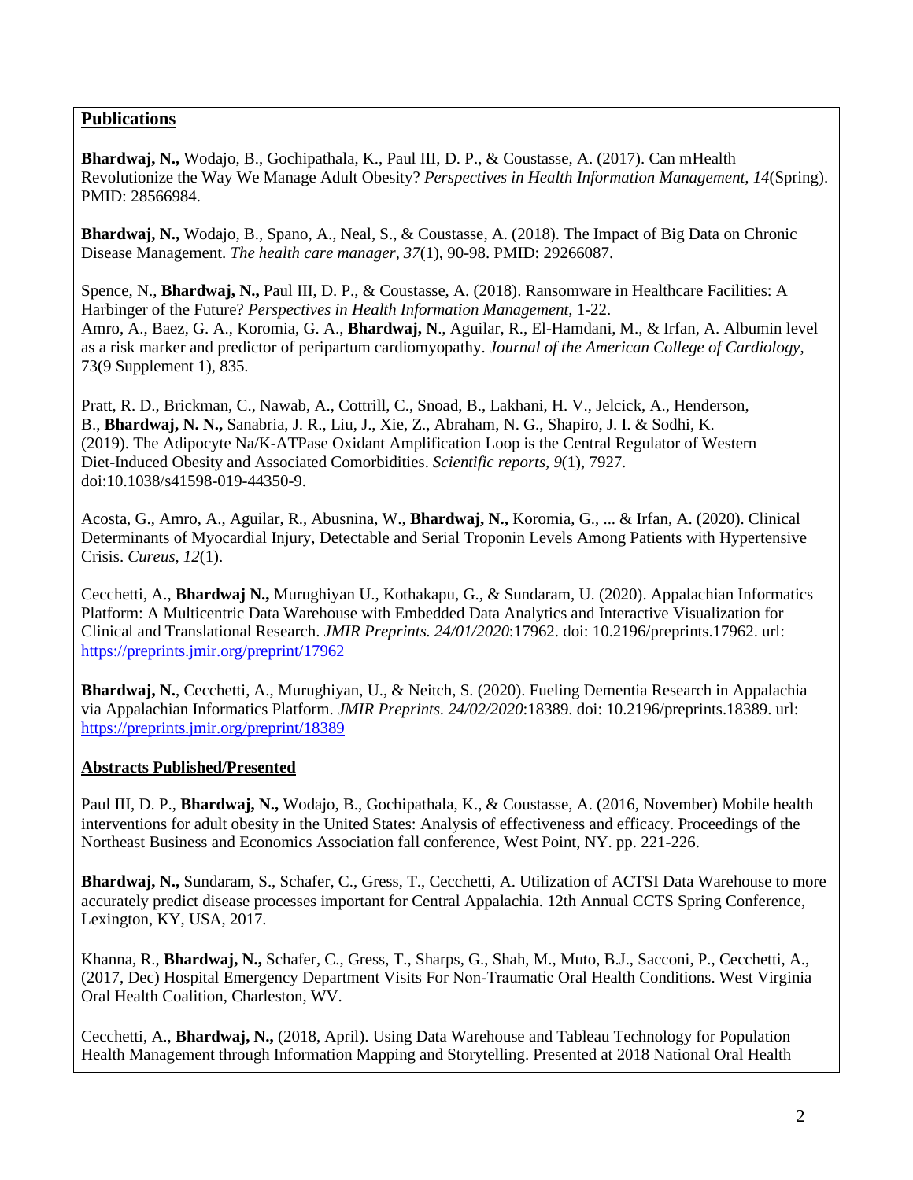## Publications

**Bhardwaj, N.,** Wodajo, B., Gochipathala, K., Paul III, D. P., & Coustasse, A. (2017). Can mHealth Revolutionize the Way We Manage Adult Obesity? *Perspectives in Health Information Management*, *14*(Spring). PMID: 28566984.

**Bhardwaj, N.,** Wodajo, B., Spano, A., Neal, S., & Coustasse, A. (2018). The Impact of Big Data on Chronic Disease Management. *The health care manager*, *37*(1), 90-98. PMID: 29266087.

Spence, N., **Bhardwaj, N.,** Paul III, D. P., & Coustasse, A. (2018). Ransomware in Healthcare Facilities: A Harbinger of the Future? *Perspectives in Health Information Management*, 1-22.

Amro, A., Baez, G. A., Koromia, G. A., **Bhardwaj, N**., Aguilar, R., El-Hamdani, M., & Irfan, A. Albumin level as a risk marker and predictor of peripartum cardiomyopathy. *Journal of the American College of Cardiology*, 73(9 Supplement 1), 835.

Pratt, R. D., Brickman, C., Nawab, A., Cottrill, C., Snoad, B., Lakhani, H. V., Jelcick, A., Henderson, B., **Bhardwaj, N. N.,** Sanabria, J. R., Liu, J., Xie, Z., Abraham, N. G., Shapiro, J. I. & Sodhi, K. (2019). The Adipocyte Na/K-ATPase Oxidant Amplification Loop is the Central Regulator of Western Diet-Induced Obesity and Associated Comorbidities. *Scientific reports*, *9*(1), 7927. doi:10.1038/s41598-019-44350-9.

Acosta, G., Amro, A., Aguilar, R., Abusnina, W., **Bhardwaj, N.,** Koromia, G., ... & Irfan, A. (2020). Clinical Determinants of Myocardial Injury, Detectable and Serial Troponin Levels Among Patients with Hypertensive Crisis. *Cureus*, *12*(1).

Cecchetti, A., **Bhardwaj N.,** Murughiyan U., Kothakapu, G., & Sundaram, U. (2020). Appalachian Informatics Platform: A Multicentric Data Warehouse with Embedded Data Analytics and Interactive Visualization for Clinical and Translational Research. *JMIR Preprints. 24/01/2020*:17962. doi: 10.2196/preprints.17962. url: https://preprints.jmir.org/preprint/17962

**Bhardwaj, N.**, Cecchetti, A., Murughiyan, U., & Neitch, S. (2020). Fueling Dementia Research in Appalachia via Appalachian Informatics Platform. *JMIR Preprints. 24/02/2020*:18389. doi: 10.2196/preprints.18389. url: https://preprints.jmir.org/preprint/18389

## Abstracts Published/Presented

Paul III, D. P., **Bhardwaj, N.,** Wodajo, B., Gochipathala, K., & Coustasse, A. (2016, November) Mobile health interventions for adult obesity in the United States: Analysis of effectiveness and efficacy. Proceedings of the Northeast Business and Economics Association fall conference, West Point, NY. pp. 221-226.

**Bhardwaj, N.,** Sundaram, S., Schafer, C., Gress, T., Cecchetti, A. Utilization of ACTSI Data Warehouse to more accurately predict disease processes important for Central Appalachia. 12th Annual CCTS Spring Conference, Lexington, KY, USA, 2017.

Khanna, R., **Bhardwaj, N.,** Schafer, C., Gress, T., Sharps, G., Shah, M., Muto, B.J., Sacconi, P., Cecchetti, A., (2017, Dec) Hospital Emergency Department Visits For Non-Traumatic Oral Health Conditions. West Virginia Oral Health Coalition, Charleston, WV.

Cecchetti, A., **Bhardwaj, N.,** (2018, April). Using Data Warehouse and Tableau Technology for Population Health Management through Information Mapping and Storytelling. Presented at 2018 National Oral Health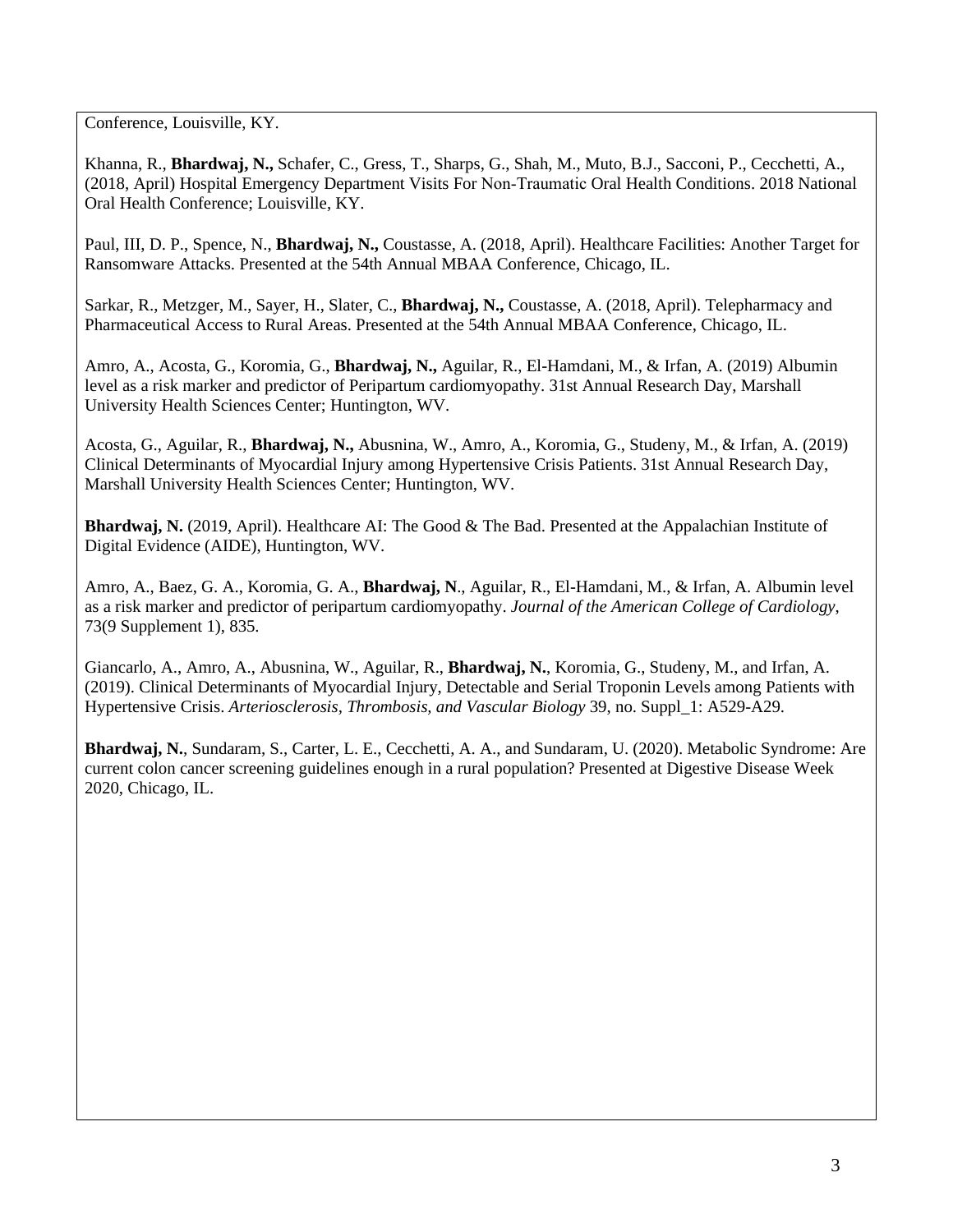Conference, Louisville, KY.

Khanna, R., **Bhardwaj, N.,** Schafer, C., Gress, T., Sharps, G., Shah, M., Muto, B.J., Sacconi, P., Cecchetti, A., (2018, April) Hospital Emergency Department Visits For Non-Traumatic Oral Health Conditions. 2018 National Oral Health Conference; Louisville, KY.

Paul, III, D. P., Spence, N., **Bhardwaj, N.,** Coustasse, A. (2018, April). Healthcare Facilities: Another Target for Ransomware Attacks. Presented at the 54th Annual MBAA Conference, Chicago, IL.

Sarkar, R., Metzger, M., Sayer, H., Slater, C., **Bhardwaj, N.,** Coustasse, A. (2018, April). Telepharmacy and Pharmaceutical Access to Rural Areas. Presented at the 54th Annual MBAA Conference, Chicago, IL.

Amro, A., Acosta, G., Koromia, G., **Bhardwaj, N.,** Aguilar, R., El-Hamdani, M., & Irfan, A. (2019) Albumin level as a risk marker and predictor of Peripartum cardiomyopathy. 31st Annual Research Day, Marshall University Health Sciences Center; Huntington, WV.

Acosta, G., Aguilar, R., **Bhardwaj, N.,** Abusnina, W., Amro, A., Koromia, G., Studeny, M., & Irfan, A. (2019) Clinical Determinants of Myocardial Injury among Hypertensive Crisis Patients. 31st Annual Research Day, Marshall University Health Sciences Center; Huntington, WV.

**Bhardwaj, N.** (2019, April). Healthcare AI: The Good & The Bad. Presented at the Appalachian Institute of Digital Evidence (AIDE), Huntington, WV.

Amro, A., Baez, G. A., Koromia, G. A., **Bhardwaj, N**., Aguilar, R., El-Hamdani, M., & Irfan, A. Albumin level as a risk marker and predictor of peripartum cardiomyopathy. *Journal of the American College of Cardiology*, 73(9 Supplement 1), 835.

Giancarlo, A., Amro, A., Abusnina, W., Aguilar, R., **Bhardwaj, N.**, Koromia, G., Studeny, M., and Irfan, A. (2019). Clinical Determinants of Myocardial Injury, Detectable and Serial Troponin Levels among Patients with Hypertensive Crisis. *Arteriosclerosis, Thrombosis, and Vascular Biology* 39, no. Suppl_1: A529-A29.

**Bhardwaj, N.**, Sundaram, S., Carter, L. E., Cecchetti, A. A., and Sundaram, U. (2020). Metabolic Syndrome: Are current colon cancer screening guidelines enough in a rural population? Presented at Digestive Disease Week 2020, Chicago, IL.